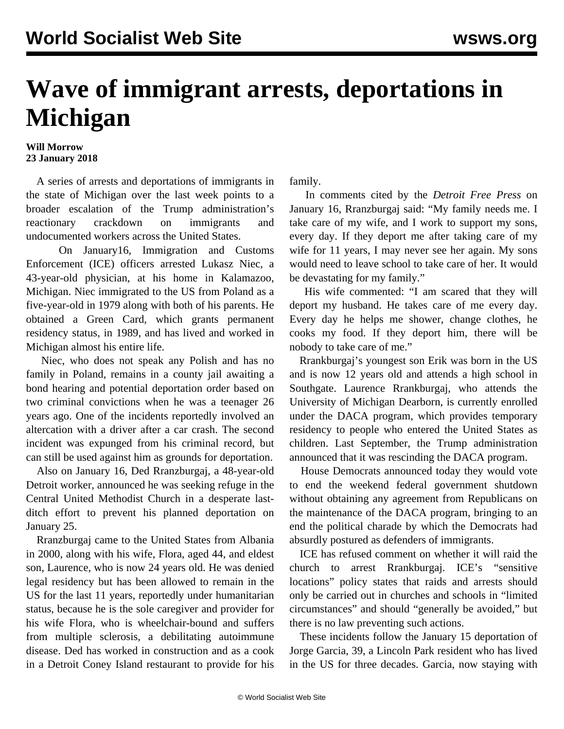# Wave of immigrant arrests, deportations in Michigan

**Will Morrow**
**23 January 2018**

A series of arrests and deportations of immigrants in the state of Michigan over the last week points to a broader escalation of the Trump administration's reactionary crackdown on immigrants and undocumented workers across the United States.

On January16, Immigration and Customs Enforcement (ICE) officers arrested Lukasz Niec, a 43-year-old physician, at his home in Kalamazoo, Michigan. Niec immigrated to the US from Poland as a five-year-old in 1979 along with both of his parents. He obtained a Green Card, which grants permanent residency status, in 1989, and has lived and worked in Michigan almost his entire life.

Niec, who does not speak any Polish and has no family in Poland, remains in a county jail awaiting a bond hearing and potential deportation order based on two criminal convictions when he was a teenager 26 years ago. One of the incidents reportedly involved an altercation with a driver after a car crash. The second incident was expunged from his criminal record, but can still be used against him as grounds for deportation.

Also on January 16, Ded Rranzburgaj, a 48-year-old Detroit worker, announced he was seeking refuge in the Central United Methodist Church in a desperate last-ditch effort to prevent his planned deportation on January 25.

Rranzburgaj came to the United States from Albania in 2000, along with his wife, Flora, aged 44, and eldest son, Laurence, who is now 24 years old. He was denied legal residency but has been allowed to remain in the US for the last 11 years, reportedly under humanitarian status, because he is the sole caregiver and provider for his wife Flora, who is wheelchair-bound and suffers from multiple sclerosis, a debilitating autoimmune disease. Ded has worked in construction and as a cook in a Detroit Coney Island restaurant to provide for his family.

In comments cited by the *Detroit Free Press* on January 16, Rranzburgaj said: "My family needs me. I take care of my wife, and I work to support my sons, every day. If they deport me after taking care of my wife for 11 years, I may never see her again. My sons would need to leave school to take care of her. It would be devastating for my family."

His wife commented: "I am scared that they will deport my husband. He takes care of me every day. Every day he helps me shower, change clothes, he cooks my food. If they deport him, there will be nobody to take care of me."

Rrankburgaj's youngest son Erik was born in the US and is now 12 years old and attends a high school in Southgate. Laurence Rrankburgaj, who attends the University of Michigan Dearborn, is currently enrolled under the DACA program, which provides temporary residency to people who entered the United States as children. Last September, the Trump administration announced that it was rescinding the DACA program.

House Democrats announced today they would vote to end the weekend federal government shutdown without obtaining any agreement from Republicans on the maintenance of the DACA program, bringing to an end the political charade by which the Democrats had absurdly postured as defenders of immigrants.

ICE has refused comment on whether it will raid the church to arrest Rrankburgaj. ICE's "sensitive locations" policy states that raids and arrests should only be carried out in churches and schools in "limited circumstances" and should "generally be avoided," but there is no law preventing such actions.

These incidents follow the January 15 deportation of Jorge Garcia, 39, a Lincoln Park resident who has lived in the US for three decades. Garcia, now staying with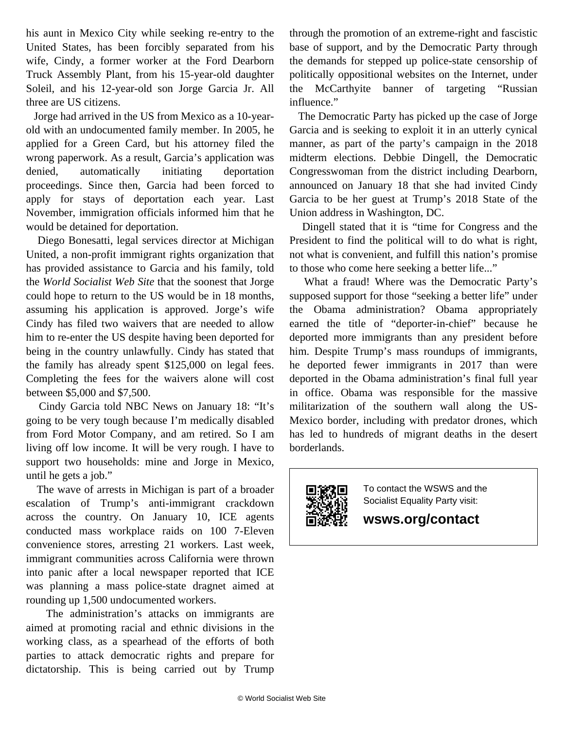his aunt in Mexico City while seeking re-entry to the United States, has been forcibly separated from his wife, Cindy, a former worker at the Ford Dearborn Truck Assembly Plant, from his 15-year-old daughter Soleil, and his 12-year-old son Jorge Garcia Jr. All three are US citizens.

Jorge had arrived in the US from Mexico as a 10-year-old with an undocumented family member. In 2005, he applied for a Green Card, but his attorney filed the wrong paperwork. As a result, Garcia's application was denied, automatically initiating deportation proceedings. Since then, Garcia had been forced to apply for stays of deportation each year. Last November, immigration officials informed him that he would be detained for deportation.

Diego Bonesatti, legal services director at Michigan United, a non-profit immigrant rights organization that has provided assistance to Garcia and his family, told the *World Socialist Web Site* that the soonest that Jorge could hope to return to the US would be in 18 months, assuming his application is approved. Jorge's wife Cindy has filed two waivers that are needed to allow him to re-enter the US despite having been deported for being in the country unlawfully. Cindy has stated that the family has already spent $125,000 on legal fees. Completing the fees for the waivers alone will cost between $5,000 and $7,500.

Cindy Garcia told NBC News on January 18: "It's going to be very tough because I'm medically disabled from Ford Motor Company, and am retired. So I am living off low income. It will be very rough. I have to support two households: mine and Jorge in Mexico, until he gets a job."

The wave of arrests in Michigan is part of a broader escalation of Trump's anti-immigrant crackdown across the country. On January 10, ICE agents conducted mass workplace raids on 100 7-Eleven convenience stores, arresting 21 workers. Last week, immigrant communities across California were thrown into panic after a local newspaper reported that ICE was planning a mass police-state dragnet aimed at rounding up 1,500 undocumented workers.

The administration's attacks on immigrants are aimed at promoting racial and ethnic divisions in the working class, as a spearhead of the efforts of both parties to attack democratic rights and prepare for dictatorship. This is being carried out by Trump through the promotion of an extreme-right and fascistic base of support, and by the Democratic Party through the demands for stepped up police-state censorship of politically oppositional websites on the Internet, under the McCarthyite banner of targeting "Russian influence."

The Democratic Party has picked up the case of Jorge Garcia and is seeking to exploit it in an utterly cynical manner, as part of the party's campaign in the 2018 midterm elections. Debbie Dingell, the Democratic Congresswoman from the district including Dearborn, announced on January 18 that she had invited Cindy Garcia to be her guest at Trump's 2018 State of the Union address in Washington, DC.

Dingell stated that it is "time for Congress and the President to find the political will to do what is right, not what is convenient, and fulfill this nation's promise to those who come here seeking a better life..."

What a fraud! Where was the Democratic Party's supposed support for those "seeking a better life" under the Obama administration? Obama appropriately earned the title of "deporter-in-chief" because he deported more immigrants than any president before him. Despite Trump's mass roundups of immigrants, he deported fewer immigrants in 2017 than were deported in the Obama administration's final full year in office. Obama was responsible for the massive militarization of the southern wall along the US-Mexico border, including with predator drones, which has led to hundreds of migrant deaths in the desert borderlands.

To contact the WSWS and the Socialist Equality Party visit:

**wsws.org/contact**